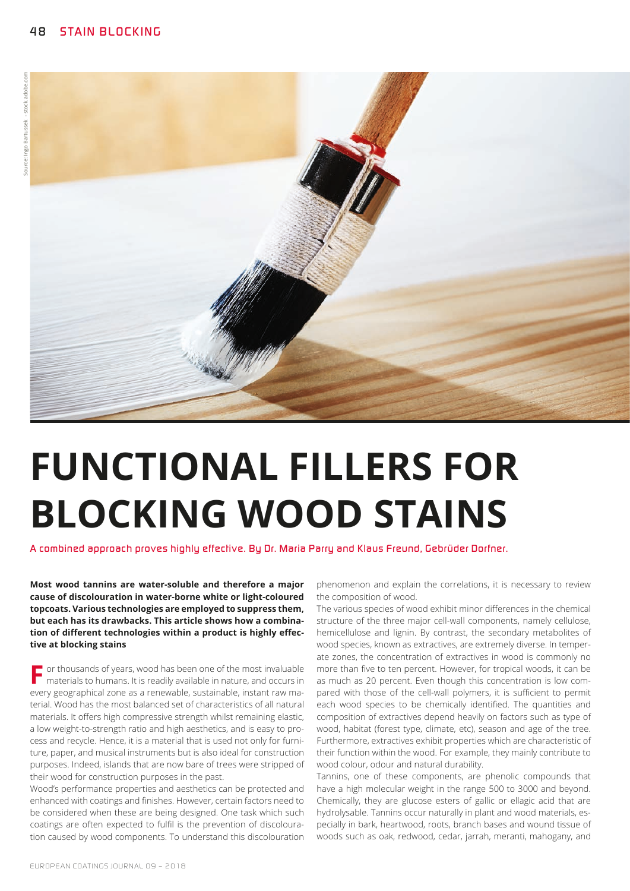# FUNCTIONAL FILLERS FOR BLOCKING WOOD STAINS

A combined approach proves highly effective. By Dr. Maria Parry and Klaus Freund, Gebrüder Dorfner.

**Most wood tannins are water-soluble and therefore a major cause of discolouration in water-borne white or light-coloured topcoats. Various technologies are employed to suppress them, but each has its drawbacks. This article shows how a combination of different technologies within a product is highly effective at blocking stains**

For thousands of years, wood has been one of the most invaluable materials to humans. It is readily available in nature, and occurs in every geographical zone as a renewable, sustainable, instant raw material. Wood has the most balanced set of characteristics of all natural materials. It offers high compressive strength whilst remaining elastic, a low weight-to-strength ratio and high aesthetics, and is easy to process and recycle. Hence, it is a material that is used not only for furniture, paper, and musical instruments but is also ideal for construction purposes. Indeed, islands that are now bare of trees were stripped of their wood for construction purposes in the past.

Wood's performance properties and aesthetics can be protected and enhanced with coatings and finishes. However, certain factors need to be considered when these are being designed. One task which such coatings are often expected to fulfil is the prevention of discolouration caused by wood components. To understand this discolouration phenomenon and explain the correlations, it is necessary to review the composition of wood.

The various species of wood exhibit minor differences in the chemical structure of the three major cell-wall components, namely cellulose, hemicellulose and lignin. By contrast, the secondary metabolites of wood species, known as extractives, are extremely diverse. In temperate zones, the concentration of extractives in wood is commonly no more than five to ten percent. However, for tropical woods, it can be as much as 20 percent. Even though this concentration is low compared with those of the cell-wall polymers, it is sufficient to permit each wood species to be chemically identified. The quantities and composition of extractives depend heavily on factors such as type of wood, habitat (forest type, climate, etc), season and age of the tree. Furthermore, extractives exhibit properties which are characteristic of their function within the wood. For example, they mainly contribute to wood colour, odour and natural durability.

Tannins, one of these components, are phenolic compounds that have a high molecular weight in the range 500 to 3000 and beyond. Chemically, they are glucose esters of gallic or ellagic acid that are hydrolysable. Tannins occur naturally in plant and wood materials, especially in bark, heartwood, roots, branch bases and wound tissue of woods such as oak, redwood, cedar, jarrah, meranti, mahogany, and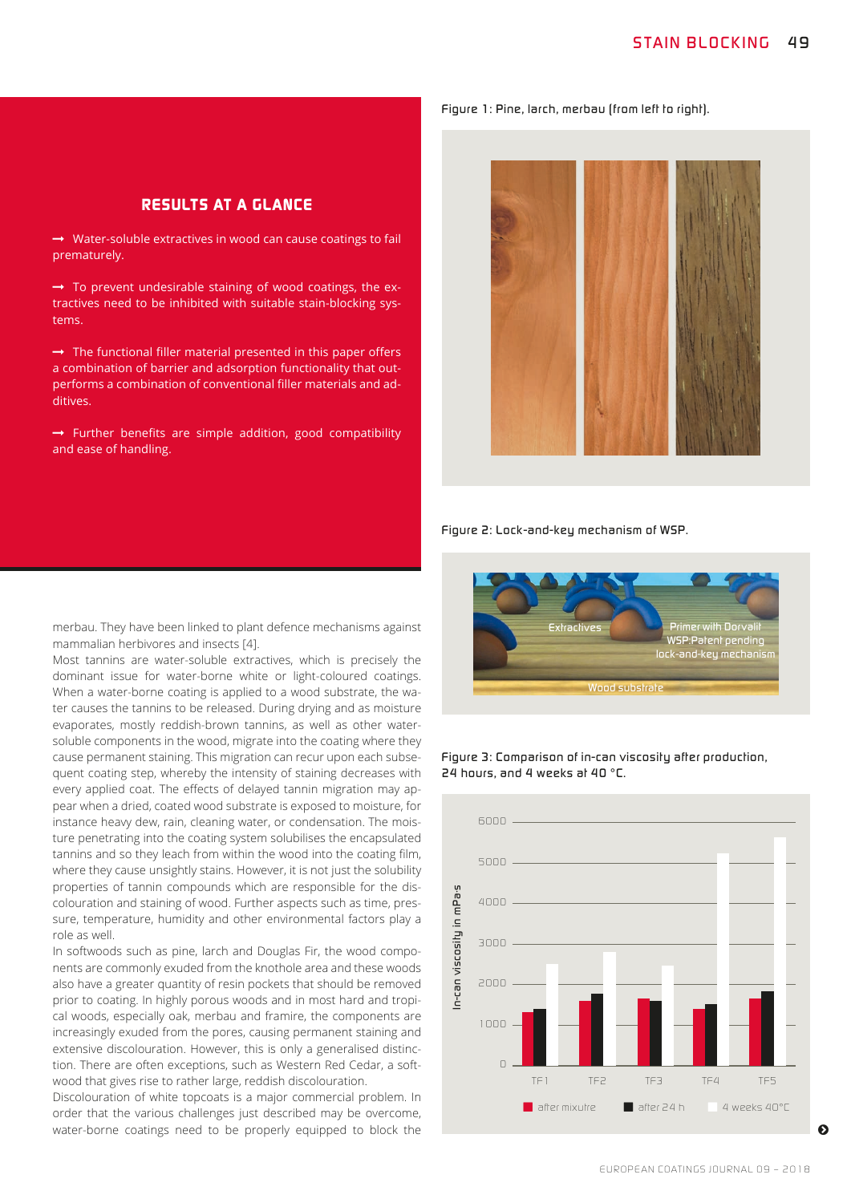## RESULTS AT A GLANCE

→ Water-soluble extractives in wood can cause coatings to fail prematurely.

→ To prevent undesirable staining of wood coatings, the extractives need to be inhibited with suitable stain-blocking systems.

→ The functional filler material presented in this paper offers a combination of barrier and adsorption functionality that outperforms a combination of conventional filler materials and additives.

→ Further benefits are simple addition, good compatibility and ease of handling.

merbau. They have been linked to plant defence mechanisms against mammalian herbivores and insects [4].

Most tannins are water-soluble extractives, which is precisely the dominant issue for water-borne white or light-coloured coatings. When a water-borne coating is applied to a wood substrate, the water causes the tannins to be released. During drying and as moisture evaporates, mostly reddish-brown tannins, as well as other water-soluble components in the wood, migrate into the coating where they cause permanent staining. This migration can recur upon each subsequent coating step, whereby the intensity of staining decreases with every applied coat. The effects of delayed tannin migration may appear when a dried, coated wood substrate is exposed to moisture, for instance heavy dew, rain, cleaning water, or condensation. The moisture penetrating into the coating system solubilises the encapsulated tannins and so they leach from within the wood into the coating film, where they cause unsightly stains. However, it is not just the solubility properties of tannin compounds which are responsible for the discolouration and staining of wood. Further aspects such as time, pressure, temperature, humidity and other environmental factors play a role as well.

In softwoods such as pine, larch and Douglas Fir, the wood components are commonly exuded from the knothole area and these woods also have a greater quantity of resin pockets that should be removed prior to coating. In highly porous woods and in most hard and tropical woods, especially oak, merbau and framire, the components are increasingly exuded from the pores, causing permanent staining and extensive discolouration. However, this is only a generalised distinction. There are often exceptions, such as Western Red Cedar, a softwood that gives rise to rather large, reddish discolouration.

Discolouration of white topcoats is a major commercial problem. In order that the various challenges just described may be overcome, water-borne coatings need to be properly equipped to block the

Figure 1: Pine, larch, merbau (from left to right).

Figure 2: Lock-and-key mechanism of WSP.

Figure 3: Comparison of in-can viscosity after production, 24 hours, and 4 weeks at 40 °C.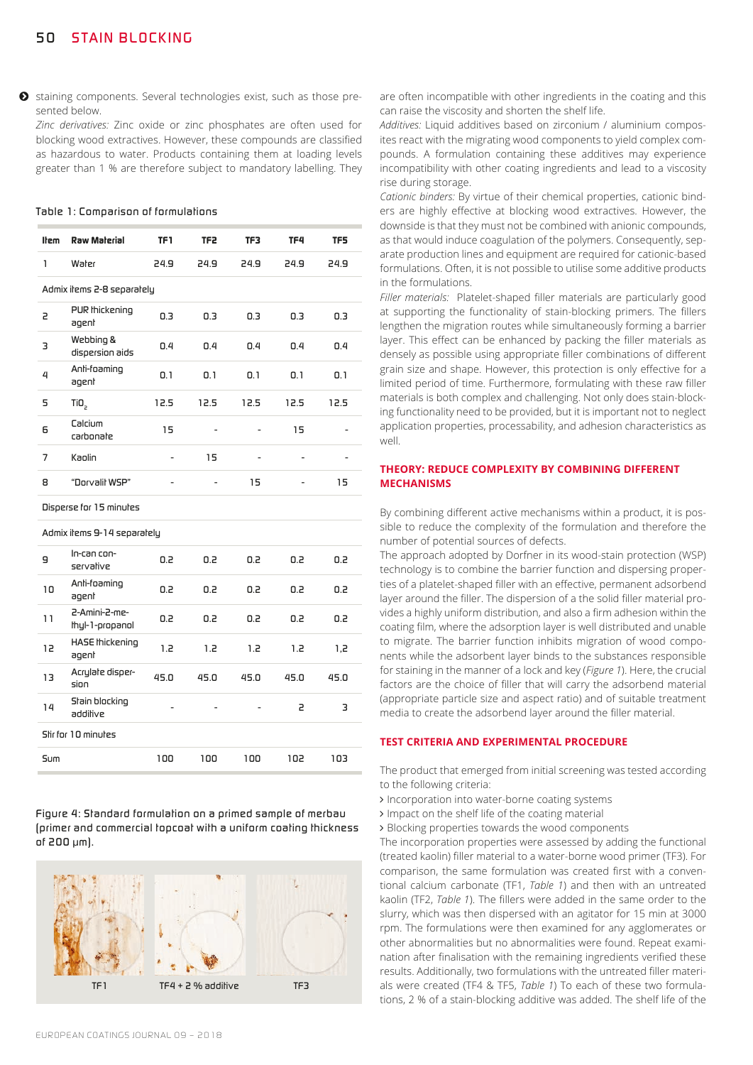staining components. Several technologies exist, such as those presented below.

*Zinc derivatives:* Zinc oxide or zinc phosphates are often used for blocking wood extractives. However, these compounds are classified as hazardous to water. Products containing them at loading levels greater than 1 % are therefore subject to mandatory labelling. They are often incompatible with other ingredients in the coating and this can raise the viscosity and shorten the shelf life.

*Additives:* Liquid additives based on zirconium / aluminium composites react with the migrating wood components to yield complex compounds. A formulation containing these additives may experience incompatibility with other coating ingredients and lead to a viscosity rise during storage.

*Cationic binders:* By virtue of their chemical properties, cationic binders are highly effective at blocking wood extractives. However, the downside is that they must not be combined with anionic compounds, as that would induce coagulation of the polymers. Consequently, separate production lines and equipment are required for cationic-based formulations. Often, it is not possible to utilise some additive products in the formulations.

*Filler materials:* Platelet-shaped filler materials are particularly good at supporting the functionality of stain-blocking primers. The fillers lengthen the migration routes while simultaneously forming a barrier layer. This effect can be enhanced by packing the filler materials as densely as possible using appropriate filler combinations of different grain size and shape. However, this protection is only effective for a limited period of time. Furthermore, formulating with these raw filler materials is both complex and challenging. Not only does stain-blocking functionality need to be provided, but it is important not to neglect application properties, processability, and adhesion characteristics as well.

Table 1: Comparison of formulations

| Item | Raw Material | TF1 | TF2 | TF3 | TF4 | TF5 |
|---|---|---|---|---|---|---|
| 1 | Water | 24.9 | 24.9 | 24.9 | 24.9 | 24.9 |
| Admix items 2-8 separately | | | | | | |
| 2 | PUR thickening agent | 0.3 | 0.3 | 0.3 | 0.3 | 0.3 |
| 3 | Webbing & dispersion aids | 0.4 | 0.4 | 0.4 | 0.4 | 0.4 |
| 4 | Anti-foaming agent | 0.1 | 0.1 | 0.1 | 0.1 | 0.1 |
| 5 | $TiO_2$ | 12.5 | 12.5 | 12.5 | 12.5 | 12.5 |
| 6 | Calcium carbonate | 15 | - | - | 15 | - |
| 7 | Kaolin | - | 15 | - | - | - |
| 8 | "Dorvalit WSP" | - | - | 15 | - | 15 |
| Disperse for 15 minutes | | | | | | |
| Admix items 9-14 separately | | | | | | |
| 9 | In-can conservative | 0.2 | 0.2 | 0.2 | 0.2 | 0.2 |
| 10 | Anti-foaming agent | 0.2 | 0.2 | 0.2 | 0.2 | 0.2 |
| 11 | 2-Amini-2-methyl-1-propanol | 0.2 | 0.2 | 0.2 | 0.2 | 0.2 |
| 12 | HASE thickening agent | 1.2 | 1.2 | 1.2 | 1.2 | 1,2 |
| 13 | Acrylate dispersion | 45.0 | 45.0 | 45.0 | 45.0 | 45.0 |
| 14 | Stain blocking additive | - | - | - | 2 | 3 |
| Stir for 10 minutes | | | | | | |
| Sum | | 100 | 100 | 100 | 102 | 103 |

Figure 4: Standard formulation on a primed sample of merbau (primer and commercial topcoat with a uniform coating thickness of 200 µm).

TF1 | TF4 + 2 % additive | TF3

## THEORY: REDUCE COMPLEXITY BY COMBINING DIFFERENT MECHANISMS

By combining different active mechanisms within a product, it is possible to reduce the complexity of the formulation and therefore the number of potential sources of defects.

The approach adopted by Dorfner in its wood-stain protection (WSP) technology is to combine the barrier function and dispersing properties of a platelet-shaped filler with an effective, permanent adsorbend layer around the filler. The dispersion of a the solid filler material provides a highly uniform distribution, and also a firm adhesion within the coating film, where the adsorption layer is well distributed and unable to migrate. The barrier function inhibits migration of wood components while the adsorbent layer binds to the substances responsible for staining in the manner of a lock and key (*Figure 1*). Here, the crucial factors are the choice of filler that will carry the adsorbend material (appropriate particle size and aspect ratio) and of suitable treatment media to create the adsorbend layer around the filler material.

## TEST CRITERIA AND EXPERIMENTAL PROCEDURE

The product that emerged from initial screening was tested according to the following criteria:

- Incorporation into water-borne coating systems
- Impact on the shelf life of the coating material
- Blocking properties towards the wood components

The incorporation properties were assessed by adding the functional (treated kaolin) filler material to a water-borne wood primer (TF3). For comparison, the same formulation was created first with a conventional calcium carbonate (TF1, *Table 1*) and then with an untreated kaolin (TF2, *Table 1*). The fillers were added in the same order to the slurry, which was then dispersed with an agitator for 15 min at 3000 rpm. The formulations were then examined for any agglomerates or other abnormalities but no abnormalities were found. Repeat examination after finalisation with the remaining ingredients verified these results. Additionally, two formulations with the untreated filler materials were created (TF4 & TF5, *Table 1*) To each of these two formulations, 2 % of a stain-blocking additive was added. The shelf life of the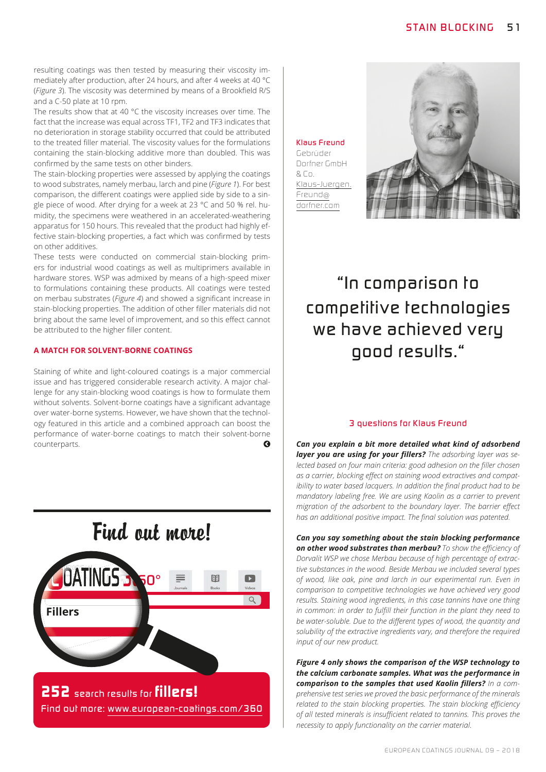resulting coatings was then tested by measuring their viscosity immediately after production, after 24 hours, and after 4 weeks at 40 °C (*Figure 3*). The viscosity was determined by means of a Brookfield R/S and a C-50 plate at 10 rpm.

The results show that at 40 °C the viscosity increases over time. The fact that the increase was equal across TF1, TF2 and TF3 indicates that no deterioration in storage stability occurred that could be attributed to the treated filler material. The viscosity values for the formulations containing the stain-blocking additive more than doubled. This was confirmed by the same tests on other binders.

The stain-blocking properties were assessed by applying the coatings to wood substrates, namely merbau, larch and pine (*Figure 1*). For best comparison, the different coatings were applied side by side to a single piece of wood. After drying for a week at 23 °C and 50 % rel. humidity, the specimens were weathered in an accelerated-weathering apparatus for 150 hours. This revealed that the product had highly effective stain-blocking properties, a fact which was confirmed by tests on other additives.

These tests were conducted on commercial stain-blocking primers for industrial wood coatings as well as multiprimers available in hardware stores. WSP was admixed by means of a high-speed mixer to formulations containing these products. All coatings were tested on merbau substrates (*Figure 4*) and showed a significant increase in stain-blocking properties. The addition of other filler materials did not bring about the same level of improvement, and so this effect cannot be attributed to the higher filler content.

### A MATCH FOR SOLVENT-BORNE COATINGS

Staining of white and light-coloured coatings is a major commercial issue and has triggered considerable research activity. A major challenge for any stain-blocking wood coatings is how to formulate them without solvents. Solvent-borne coatings have a significant advantage over water-borne systems. However, we have shown that the technology featured in this article and a combined approach can boost the performance of water-borne coatings to match their solvent-borne counterparts.

**Klaus Freund**
Gebrüder Dorfner GmbH & Co.
Klaus-Juergen.Freund@dorfner.com

> "In comparison to competitive technologies we have achieved very good results."

### 3 questions for Klaus Freund

***Can you explain a bit more detailed what kind of adsorbend layer you are using for your fillers?*** *The adsorbing layer was selected based on four main criteria: good adhesion on the filler chosen as a carrier, blocking effect on staining wood extractives and compatibility to water based lacquers. In addition the final product had to be mandatory labeling free. We are using Kaolin as a carrier to prevent migration of the adsorbent to the boundary layer. The barrier effect has an additional positive impact. The final solution was patented.*

***Can you say something about the stain blocking performance on other wood substrates than merbau?*** *To show the efficiency of Dorvalit WSP we chose Merbau because of high percentage of extractive substances in the wood. Beside Merbau we included several types of wood, like oak, pine and larch in our experimental run. Even in comparison to competitive technologies we have achieved very good results. Staining wood ingredients, in this case tannins have one thing in common: in order to fulfill their function in the plant they need to be water-soluble. Due to the different types of wood, the quantity and solubility of the extractive ingredients vary, and therefore the required input of our new product.*

***Figure 4 only shows the comparison of the WSP technology to the calcium carbonate samples. What was the performance in comparison to the samples that used Kaolin fillers?*** *In a comprehensive test series we proved the basic performance of the minerals related to the stain blocking properties. The stain blocking efficiency of all tested minerals is insufficient related to tannins. This proves the necessity to apply functionality on the carrier material.*

## Find out more!

COATINGS 360°

Fillers

**252** search results for **fillers!**
Find out more: www.european-coatings.com/360